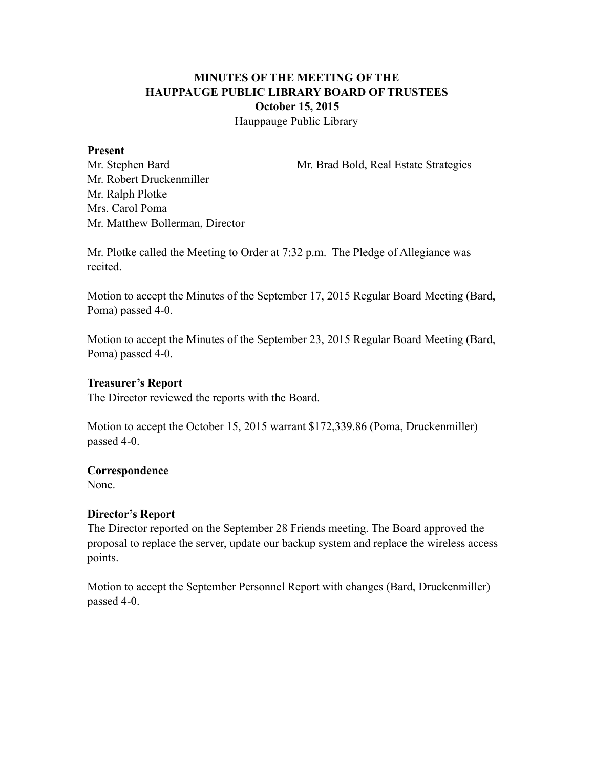**MINUTES OF THE MEETING OF THE**
**HAUPPAUGE PUBLIC LIBRARY BOARD OF TRUSTEES**
**October 15, 2015**
Hauppauge Public Library

**Present**

Mr. Stephen Bard
Mr. Robert Druckenmiller
Mr. Ralph Plotke
Mrs. Carol Poma
Mr. Matthew Bollerman, Director

Mr. Brad Bold, Real Estate Strategies

Mr. Plotke called the Meeting to Order at 7:32 p.m. The Pledge of Allegiance was recited.

Motion to accept the Minutes of the September 17, 2015 Regular Board Meeting (Bard, Poma) passed 4-0.

Motion to accept the Minutes of the September 23, 2015 Regular Board Meeting (Bard, Poma) passed 4-0.

**Treasurer's Report**

The Director reviewed the reports with the Board.

Motion to accept the October 15, 2015 warrant $172,339.86 (Poma, Druckenmiller) passed 4-0.

**Correspondence**

None.

**Director's Report**

The Director reported on the September 28 Friends meeting. The Board approved the proposal to replace the server, update our backup system and replace the wireless access points.

Motion to accept the September Personnel Report with changes (Bard, Druckenmiller) passed 4-0.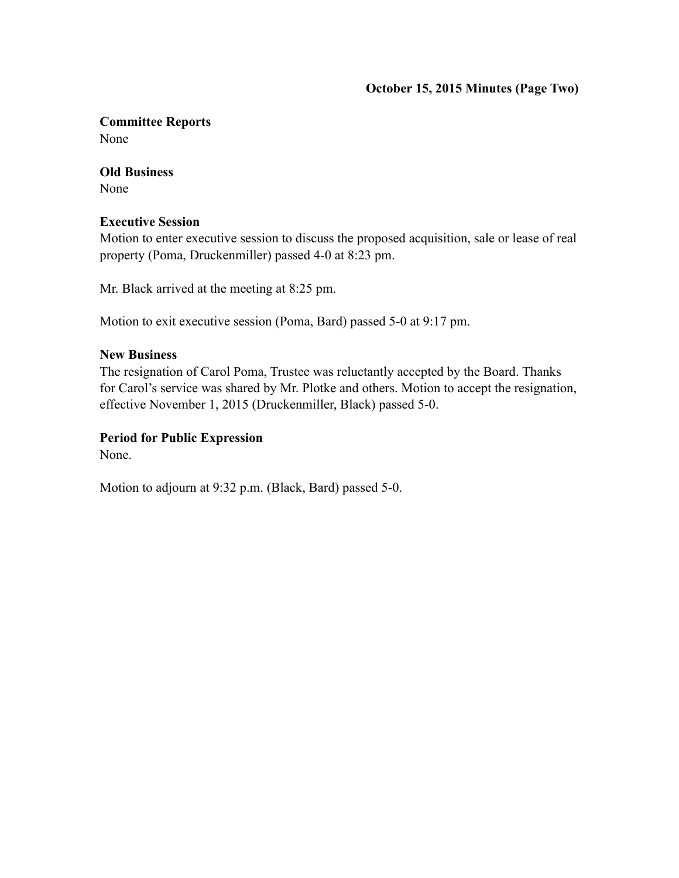**October 15, 2015 Minutes (Page Two)**

**Committee Reports**
None

**Old Business**
None

**Executive Session**
Motion to enter executive session to discuss the proposed acquisition, sale or lease of real property (Poma, Druckenmiller) passed 4-0 at 8:23 pm.

Mr. Black arrived at the meeting at 8:25 pm.

Motion to exit executive session (Poma, Bard) passed 5-0 at 9:17 pm.

**New Business**
The resignation of Carol Poma, Trustee was reluctantly accepted by the Board. Thanks for Carol's service was shared by Mr. Plotke and others. Motion to accept the resignation, effective November 1, 2015 (Druckenmiller, Black) passed 5-0.

**Period for Public Expression**
None.

Motion to adjourn at 9:32 p.m. (Black, Bard) passed 5-0.